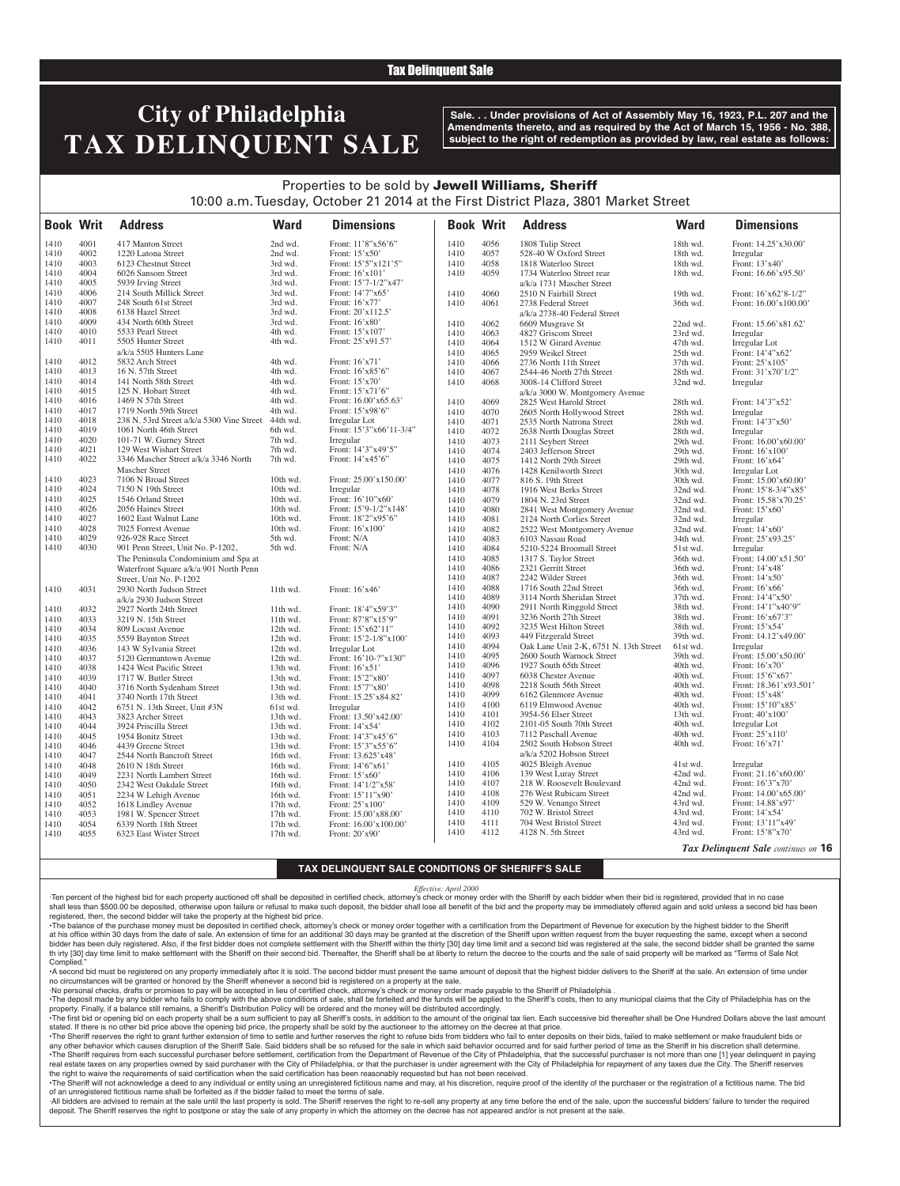Tax Delinquent Sale

# City of Philadelphia TAX DELINQUENT SALE

**Sale. . . Under provisions of Act of Assembly May 16, 1923, P.L. 207 and the Amendments thereto, and as required by the Act of March 15, 1956 - No. 388, subject to the right of redemption as provided by law, real estate as follows:**

Properties to be sold by **Jewell Williams, Sheriff**
10:00 a.m. Tuesday, October 21 2014 at the First District Plaza, 3801 Market Street

| Book | Writ | Address | Ward | Dimensions |
|---|---|---|---|---|
| 1410 | 4001 | 417 Manton Street | 2nd wd. | Front: 11'8"x56'6" |
| 1410 | 4002 | 1220 Latona Street | 2nd wd. | Front: 15'x50' |
| 1410 | 4003 | 6123 Chestnut Street | 3rd wd. | Front: 15'5"x121'5" |
| 1410 | 4004 | 6026 Sansom Street | 3rd wd. | Front: 16'x101' |
| 1410 | 4005 | 5939 Irving Street | 3rd wd. | Front: 15'7-1/2"x47' |
| 1410 | 4006 | 214 South Millick Street | 3rd wd. | Front: 14'7"x65' |
| 1410 | 4007 | 248 South 61st Street | 3rd wd. | Front: 16'x77' |
| 1410 | 4008 | 6138 Hazel Street | 3rd wd. | Front: 20'x112.5' |
| 1410 | 4009 | 434 North 60th Street | 3rd wd. | Front: 16'x80' |
| 1410 | 4010 | 5533 Pearl Street | 4th wd. | Front: 15'x107' |
| 1410 | 4011 | 5505 Hunter Street a/k/a 5505 Hunters Lane | 4th wd. | Front: 25'x91.57' |
| 1410 | 4012 | 5832 Arch Street | 4th wd. | Front: 16'x71' |
| 1410 | 4013 | 16 N. 57th Street | 4th wd. | Front: 16'x85'6" |
| 1410 | 4014 | 141 North 58th Street | 4th wd. | Front: 15'x70' |
| 1410 | 4015 | 125 N. Hobart Street | 4th wd. | Front: 15'x71'6" |
| 1410 | 4016 | 1469 N 57th Street | 4th wd. | Front: 16.00'x65.63' |
| 1410 | 4017 | 1719 North 59th Street | 4th wd. | Front: 15'x98'6" |
| 1410 | 4018 | 238 N. 53rd Street a/k/a 5300 Vine Street | 44th wd. | Irregular Lot |
| 1410 | 4019 | 1061 North 46th Street | 6th wd. | Front: 15'3"x66'11-3/4" |
| 1410 | 4020 | 101-71 W. Gurney Street | 7th wd. | Irregular |
| 1410 | 4021 | 129 West Wishart Street | 7th wd. | Front: 14'3"x49'5" |
| 1410 | 4022 | 3346 Mascher Street a/k/a 3346 North Mascher Street | 7th wd. | Front: 14'x45'6" |
| 1410 | 4023 | 7106 N Broad Street | 10th wd. | Front: 25.00'x150.00' |
| 1410 | 4024 | 7150 N 19th Street | 10th wd. | Irregular |
| 1410 | 4025 | 1546 Orland Street | 10th wd. | Front: 16'10"x60' |
| 1410 | 4026 | 2056 Haines Street | 10th wd. | Front: 15'9-1/2"x148' |
| 1410 | 4027 | 1602 East Walnut Lane | 10th wd. | Front: 18'2"x95'6" |
| 1410 | 4028 | 7025 Forrest Avenue | 10th wd. | Front: 16'x100' |
| 1410 | 4029 | 926-928 Race Street | 5th wd. | Front: N/A |
| 1410 | 4030 | 901 Penn Street, Unit No. P-1202, The Peninsula Condominium and Spa at Waterfront Square a/k/a 901 North Penn Street, Unit No. P-1202 | 5th wd. | Front: N/A |
| 1410 | 4031 | 2930 North Judson Street a/k/a 2930 Judson Street | 11th wd. | Front: 16'x46' |
| 1410 | 4032 | 2927 North 24th Street | 11th wd. | Front: 18'4"x59'3" |
| 1410 | 4033 | 3219 N. 15th Street | 11th wd. | Front: 87'8"x15'9" |
| 1410 | 4034 | 809 Locust Avenue | 12th wd. | Front: 15'x62'11" |
| 1410 | 4035 | 5559 Baynton Street | 12th wd. | Front: 15'2-1/8"x100' |
| 1410 | 4036 | 143 W Sylvania Street | 12th wd. | Irregular Lot |
| 1410 | 4037 | 5120 Germantown Avenue | 12th wd. | Front: 16'10-?"x130" |
| 1410 | 4038 | 1424 West Pacific Street | 13th wd. | Front: 16'x51' |
| 1410 | 4039 | 1717 W. Butler Street | 13th wd. | Front: 15'2"x80' |
| 1410 | 4040 | 3716 North Sydenham Street | 13th wd. | Front: 15'7"x80' |
| 1410 | 4041 | 3740 North 17th Street | 13th wd. | Front: 15.25'x84.82' |
| 1410 | 4042 | 6751 N. 13th Street, Unit #3N | 61st wd. | Irregular |
| 1410 | 4043 | 3823 Archer Street | 13th wd. | Front: 13.50'x42.00' |
| 1410 | 4044 | 3924 Priscilla Street | 13th wd. | Front: 14'x54' |
| 1410 | 4045 | 1954 Bonitz Street | 13th wd. | Front: 14'3"x45'6" |
| 1410 | 4046 | 4439 Greene Street | 13th wd. | Front: 15'3"x55'6" |
| 1410 | 4047 | 2544 North Bancroft Street | 16th wd. | Front: 13.625'x48' |
| 1410 | 4048 | 2610 N 18th Street | 16th wd. | Front: 14'6"x61' |
| 1410 | 4049 | 2231 North Lambert Street | 16th wd. | Front: 15'x60' |
| 1410 | 4050 | 2342 West Oakdale Street | 16th wd. | Front: 14'1/2"x58' |
| 1410 | 4051 | 2234 W Lehigh Avenue | 16th wd. | Front: 15'11"x90' |
| 1410 | 4052 | 1618 Lindley Avenue | 17th wd. | Front: 25'x100' |
| 1410 | 4053 | 1981 W. Spencer Street | 17th wd. | Front: 15.00'x88.00' |
| 1410 | 4054 | 6339 North 18th Street | 17th wd. | Front: 16.00'x100.00' |
| 1410 | 4055 | 6323 East Wister Street | 17th wd. | Front: 20'x90' |
| 1410 | 4056 | 1808 Tulip Street | 18th wd. | Front: 14.25'x30.00' |
| 1410 | 4057 | 528-40 W Oxford Street | 18th wd. | Irregular |
| 1410 | 4058 | 1818 Waterloo Street | 18th wd. | Front: 13'x40' |
| 1410 | 4059 | 1734 Waterloo Street rear a/k/a 1731 Mascher Street | 18th wd. | Front: 16.66'x95.50' |
| 1410 | 4060 | 2510 N Fairhill Street | 19th wd. | Front: 16'x62'8-1/2" |
| 1410 | 4061 | 2738 Federal Street a/k/a 2738-40 Federal Street | 36th wd. | Front: 16.00'x100.00' |
| 1410 | 4062 | 6609 Musgrave St | 22nd wd. | Front: 15.66'x81.62' |
| 1410 | 4063 | 4827 Griscom Street | 23rd wd. | Irregular |
| 1410 | 4064 | 1512 W Girard Avenue | 47th wd. | Irregular Lot |
| 1410 | 4065 | 2959 Weikel Street | 25th wd. | Front: 14'4"x62' |
| 1410 | 4066 | 2736 North 11th Street | 37th wd. | Front: 25'x105' |
| 1410 | 4067 | 2544-46 North 27th Street | 28th wd. | Front: 31'x70'1/2" |
| 1410 | 4068 | 3008-14 Clifford Street a/k/a 3000 W. Montgomery Avenue | 32nd wd. | Irregular |
| 1410 | 4069 | 2825 West Harold Street | 28th wd. | Front: 14'3"x52' |
| 1410 | 4070 | 2605 North Hollywood Street | 28th wd. | Irregular |
| 1410 | 4071 | 2535 North Natrona Street | 28th wd. | Front: 14'3"x50' |
| 1410 | 4072 | 2638 North Douglas Street | 28th wd. | Irregular |
| 1410 | 4073 | 2111 Seybert Street | 29th wd. | Front: 16.00'x60.00' |
| 1410 | 4074 | 2403 Jefferson Street | 29th wd. | Front: 16'x100' |
| 1410 | 4075 | 1412 North 29th Street | 29th wd. | Front: 16'x64' |
| 1410 | 4076 | 1428 Kenilworth Street | 30th wd. | Irregular Lot |
| 1410 | 4077 | 816 S. 19th Street | 30th wd. | Front: 15.00'x60.00' |
| 1410 | 4078 | 1916 West Berks Street | 32nd wd. | Front: 15'8-3/4"x85' |
| 1410 | 4079 | 1804 N. 23rd Street | 32nd wd. | Front: 15.58'x70.25' |
| 1410 | 4080 | 2841 West Montgomery Avenue | 32nd wd. | Front: 15'x60' |
| 1410 | 4081 | 2124 North Corlies Street | 32nd wd. | Irregular |
| 1410 | 4082 | 2522 West Montgomery Avenue | 32nd wd. | Front: 14'x60' |
| 1410 | 4083 | 6103 Nassau Road | 34th wd. | Front: 25'x93.25' |
| 1410 | 4084 | 5210-5224 Broomall Street | 51st wd. | Irregular |
| 1410 | 4085 | 1317 S. Taylor Street | 36th wd. | Front: 14.00'x51.50' |
| 1410 | 4086 | 2321 Gerritt Street | 36th wd. | Front: 14'x48' |
| 1410 | 4087 | 2242 Wilder Street | 36th wd. | Front: 14'x50' |
| 1410 | 4088 | 1716 South 22nd Street | 36th wd. | Front: 16'x66' |
| 1410 | 4089 | 3114 North Sheridan Street | 37th wd. | Front: 14'4"x50' |
| 1410 | 4090 | 2911 North Ringgold Street | 38th wd. | Front: 14'1"x40'9" |
| 1410 | 4091 | 3236 North 27th Street | 38th wd. | Front: 16'x67'3" |
| 1410 | 4092 | 3235 West Hilton Street | 38th wd. | Front: 15'x54' |
| 1410 | 4093 | 449 Fitzgerald Street | 39th wd. | Front: 14.12'x49.00' |
| 1410 | 4094 | Oak Lane Unit 2-K, 6751 N. 13th Street | 61st wd. | Irregular |
| 1410 | 4095 | 2600 South Warnock Street | 39th wd. | Front: 15.00'x50.00' |
| 1410 | 4096 | 1927 South 65th Street | 40th wd. | Front: 16'x70' |
| 1410 | 4097 | 6038 Chester Avenue | 40th wd. | Front: 15'6"x67' |
| 1410 | 4098 | 2218 South 56th Street | 40th wd. | Front: 18.361'x93.501' |
| 1410 | 4099 | 6162 Glenmore Avenue | 40th wd. | Front: 15'x48' |
| 1410 | 4100 | 6119 Elmwood Avenue | 40th wd. | Front: 15'10"x85' |
| 1410 | 4101 | 3954-56 Elser Street | 13th wd. | Front: 40'x100' |
| 1410 | 4102 | 2101-05 South 70th Street | 40th wd. | Irregular Lot |
| 1410 | 4103 | 7112 Paschall Avenue | 40th wd. | Front: 25'x110' |
| 1410 | 4104 | 2502 South Hobson Street a/k/a 5202 Hobson Street | 40th wd. | Front: 16'x71' |
| 1410 | 4105 | 4025 Bleigh Avenue | 41st wd. | Irregular |
| 1410 | 4106 | 139 West Luray Street | 42nd wd. | Front: 21.16'x60.00' |
| 1410 | 4107 | 218 W. Roosevelt Boulevard | 42nd wd. | Front: 16'3"x70' |
| 1410 | 4108 | 276 West Rubicam Street | 42nd wd. | Front: 14.00'x65.00' |
| 1410 | 4109 | 529 W. Venango Street | 43rd wd. | Front: 14.88'x97' |
| 1410 | 4110 | 702 W. Bristol Street | 43rd wd. | Front: 14'x54' |
| 1410 | 4111 | 704 West Bristol Street | 43rd wd. | Front: 13'11"x49' |
| 1410 | 4112 | 4128 N. 5th Street | 43rd wd. | Front: 15'8"x70' |

*Tax Delinquent Sale continues on* **16**

## TAX DELINQUENT SALE CONDITIONS OF SHERIFF'S SALE

*Effective: April 2000*

·Ten percent of the highest bid for each property auctioned off shall be deposited in certified check, attorney's check or money order with the Sheriff by each bidder when their bid is registered, provided that in no case shall less than $500.00 be deposited, otherwise upon failure or refusal to make such deposit, the bidder shall lose all benefit of the bid and the property may be immediately offered again and sold unless a second bid has been registered, then, the second bidder will take the property at the highest bid price.

•The balance of the purchase money must be deposited in certified check, attorney's check or money order together with a certification from the Department of Revenue for execution by the highest bidder to the Sheriff at his office within 30 days from the date of sale. An extension of time for an additional 30 days may be granted at the discretion of the Sheriff upon written request from the buyer requesting the same, except when a second bidder has been duly registered. Also, if the first bidder does not complete settlement with the Sheriff within the thirty [30] day time limit and a second bid was registered at the sale, the second bidder shall be granted the same th irty [30] day time limit to make settlement with the Sheriff on their second bid. Thereafter, the Sheriff shall be at liberty to return the decree to the courts and the sale of said property will be marked as "Terms of Sale Not Complied."

•A second bid must be registered on any property immediately after it is sold. The second bidder must present the same amount of deposit that the highest bidder delivers to the Sheriff at the sale. An extension of time under no circumstances will be granted or honored by the Sheriff whenever a second bid is registered on a property at the sale.

·No personal checks, drafts or promises to pay will be accepted in lieu of certified check, attorney's check or money order made payable to the Sheriff of Philadelphia .

•The deposit made by any bidder who fails to comply with the above conditions of sale, shall be forteited and the funds will be applied to the Sheriff's costs, then to any municipal claims that the City of Philadelphia has on the property. Finally, if a balance still remains, a Sheriff's Distribution Policy will be ordered and the money will be distributed accordingly.

•The first bid or opening bid on each property shall be a sum sufficient to pay all Sheriff's costs, in addition to the amount of the original tax lien. Each successive bid thereafter shall be One Hundred Dollars above the last amount stated. If there is no other bid price above the opening bid price, the property shall be sold by the auctioneer to the attorney on the decree at that price.

•The Sheriff reserves the right to grant further extension of time to settle and further reserves the right to refuse bids from bidders who fail to enter deposits on their bids, failed to make settlement or make fraudulent bids or any other behavior which causes disruption of the Sheriff Sale. Said bidders shall be so refused for the sale in which said behavior occurred and for said further period of time as the Sheriff in his discretion shall determine.

•The Sheriff requires from each successful purchaser before settlement, certification from the Department of Revenue of the City of Philadelphia, that the successful purchaser is not more than one [1] year delinquent in paying real estate taxes on any properties owned by said purchaser with the City of Philadelphia, or that the purchaser is under agreement with the City of Philadelphia for repayment of any taxes due the City. The Sheriff reserves the right to waive the requirements of said certification when the said certification has been reasonably requested but has not been received.

•The Sheriff will not acknowledge a deed to any individual or entity using an unregistered fictitious name and may, at his discretion, require proof of the identity of the purchaser or the registration of a fictitious name. The bid of an unregistered fictitious name shall be forfeited as if the bidder failed to meet the terms of sale.

·All bidders are advised to remain at the sale until the last property is sold. The Sheriff reserves the right to re-sell any property at any time before the end of the sale, upon the successful bidders' failure to tender the required deposit. The Sheriff reserves the right to postpone or stay the sale of any property in which the attorney on the decree has not appeared and/or is not present at the sale.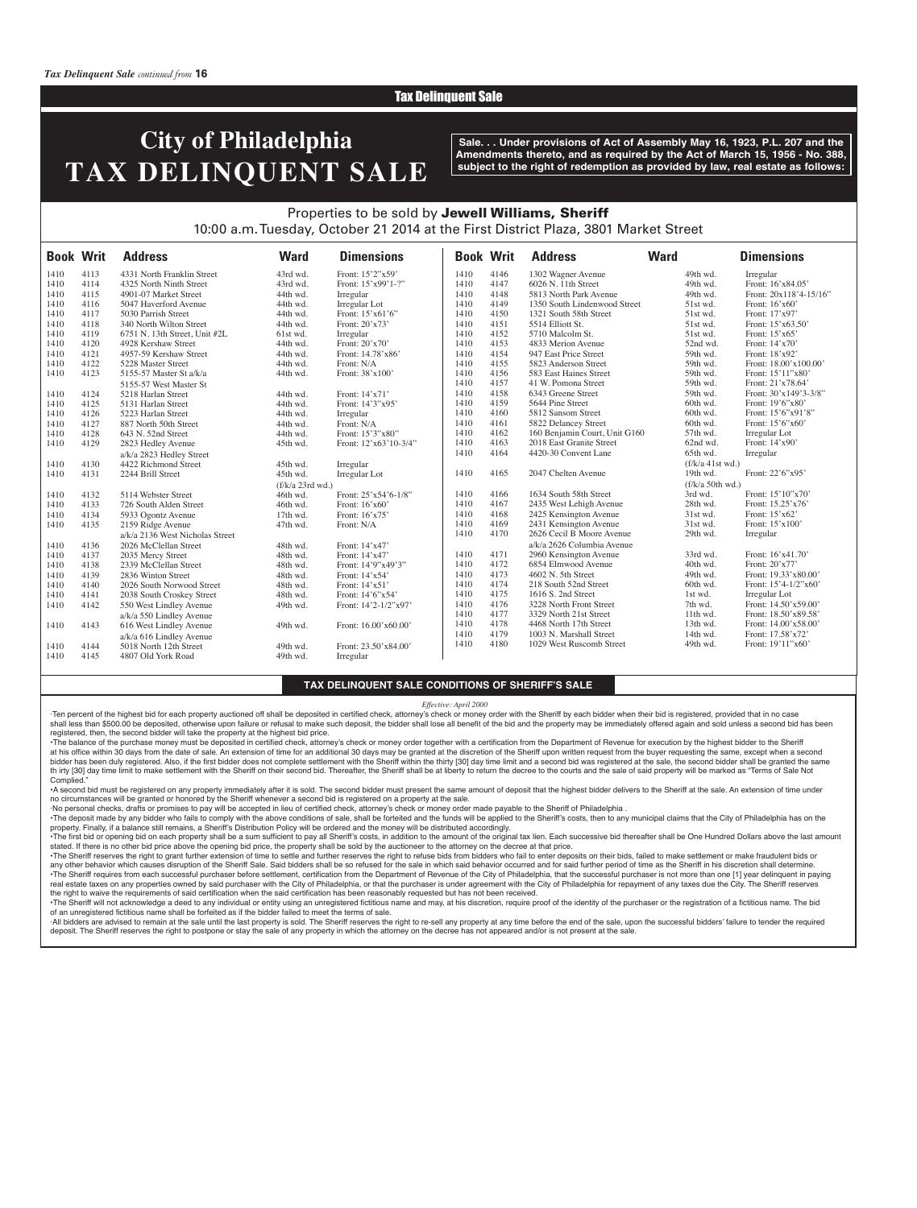*Tax Delinquent Sale continued from* **16**

Tax Delinquent Sale

# City of Philadelphia TAX DELINQUENT SALE

**Sale. . . Under provisions of Act of Assembly May 16, 1923, P.L. 207 and the Amendments thereto, and as required by the Act of March 15, 1956 - No. 388, subject to the right of redemption as provided by law, real estate as follows:**

Properties to be sold by **Jewell Williams, Sheriff**
10:00 a.m. Tuesday, October 21 2014 at the First District Plaza, 3801 Market Street

| Book | Writ | Address | Ward | Dimensions |
|---|---|---|---|---|
| 1410 | 4113 | 4331 North Franklin Street | 43rd wd. | Front: 15'2"x59' |
| 1410 | 4114 | 4325 North Ninth Street | 43rd wd. | Front: 15'x99'1-?" |
| 1410 | 4115 | 4901-07 Market Street | 44th wd. | Irregular |
| 1410 | 4116 | 5047 Haverford Avenue | 44th wd. | Irregular Lot |
| 1410 | 4117 | 5030 Parrish Street | 44th wd. | Front: 15'x61'6" |
| 1410 | 4118 | 340 North Wilton Street | 44th wd. | Front: 20'x73' |
| 1410 | 4119 | 6751 N. 13th Street, Unit #2L | 61st wd. | Irregular |
| 1410 | 4120 | 4928 Kershaw Street | 44th wd. | Front: 20'x70' |
| 1410 | 4121 | 4957-59 Kershaw Street | 44th wd. | Front: 14.78'x86' |
| 1410 | 4122 | 5228 Master Street | 44th wd. | Front: N/A |
| 1410 | 4123 | 5155-57 Master St a/k/a 5155-57 West Master St | 44th wd. | Front: 38'x100' |
| 1410 | 4124 | 5218 Harlan Street | 44th wd. | Front: 14'x71' |
| 1410 | 4125 | 5131 Harlan Street | 44th wd. | Front: 14'3"x95' |
| 1410 | 4126 | 5223 Harlan Street | 44th wd. | Irregular |
| 1410 | 4127 | 887 North 50th Street | 44th wd. | Front: N/A |
| 1410 | 4128 | 643 N. 52nd Street | 44th wd. | Front: 15'3"x80" |
| 1410 | 4129 | 2823 Hedley Avenue a/k/a 2823 Hedley Street | 45th wd. | Front: 12'x63'10-3/4" |
| 1410 | 4130 | 4422 Richmond Street | 45th wd. | Irregular |
| 1410 | 4131 | 2244 Brill Street | 45th wd. (f/k/a 23rd wd.) | Irregular Lot |
| 1410 | 4132 | 5114 Webster Street | 46th wd. | Front: 25'x54'6-1/8" |
| 1410 | 4133 | 726 South Alden Street | 46th wd. | Front: 16'x60' |
| 1410 | 4134 | 5933 Ogontz Avenue | 17th wd. | Front: 16'x75' |
| 1410 | 4135 | 2159 Ridge Avenue a/k/a 2136 West Nicholas Street | 47th wd. | Front: N/A |
| 1410 | 4136 | 2026 McClellan Street | 48th wd. | Front: 14'x47' |
| 1410 | 4137 | 2035 Mercy Street | 48th wd. | Front: 14'x47' |
| 1410 | 4138 | 2339 McClellan Street | 48th wd. | Front: 14'9"x49'3" |
| 1410 | 4139 | 2836 Winton Street | 48th wd. | Front: 14'x54' |
| 1410 | 4140 | 2026 South Norwood Street | 48th wd. | Front: 14'x51' |
| 1410 | 4141 | 2038 South Croskey Street | 48th wd. | Front: 14'6"x54' |
| 1410 | 4142 | 550 West Lindley Avenue a/k/a 550 Lindley Avenue | 49th wd. | Front: 14'2-1/2"x97' |
| 1410 | 4143 | 616 West Lindley Avenue a/k/a 616 Lindley Avenue | 49th wd. | Front: 16.00'x60.00' |
| 1410 | 4144 | 5018 North 12th Street | 49th wd. | Front: 23.50'x84.00' |
| 1410 | 4145 | 4807 Old York Road | 49th wd. | Irregular |
| 1410 | 4146 | 1302 Wagner Avenue | 49th wd. | Irregular |
| 1410 | 4147 | 6026 N. 11th Street | 49th wd. | Front: 16'x84.05' |
| 1410 | 4148 | 5813 North Park Avenue | 49th wd. | Front: 20x118'4-15/16" |
| 1410 | 4149 | 1350 South Lindenwood Street | 51st wd. | Front: 16'x60' |
| 1410 | 4150 | 1321 South 58th Street | 51st wd. | Front: 17'x97' |
| 1410 | 4151 | 5514 Elliott St. | 51st wd. | Front: 15'x63.50' |
| 1410 | 4152 | 5710 Malcolm St. | 51st wd. | Front: 15'x65' |
| 1410 | 4153 | 4833 Merion Avenue | 52nd wd. | Front: 14'x70' |
| 1410 | 4154 | 947 East Price Street | 59th wd. | Front: 18'x92' |
| 1410 | 4155 | 5823 Anderson Street | 59th wd. | Front: 18.00'x100.00' |
| 1410 | 4156 | 583 East Haines Street | 59th wd. | Front: 15'11"x80' |
| 1410 | 4157 | 41 W. Pomona Street | 59th wd. | Front: 21'x78.64' |
| 1410 | 4158 | 6343 Greene Street | 59th wd. | Front: 30'x149'3-3/8" |
| 1410 | 4159 | 5644 Pine Street | 60th wd. | Front: 19'6"x80' |
| 1410 | 4160 | 5812 Sansom Street | 60th wd. | Front: 15'6"x91'8" |
| 1410 | 4161 | 5822 Delancey Street | 60th wd. | Front: 15'6"x60' |
| 1410 | 4162 | 160 Benjamin Court, Unit G160 | 57th wd. | Irregular Lot |
| 1410 | 4163 | 2018 East Granite Street | 62nd wd. | Front: 14'x90' |
| 1410 | 4164 | 4420-30 Convent Lane | 65th wd. (f/k/a 41st wd.) | Irregular |
| 1410 | 4165 | 2047 Chelten Avenue | 19th wd. (f/k/a 50th wd.) | Front: 22'6"x95' |
| 1410 | 4166 | 1634 South 58th Street | 3rd wd. | Front: 15'10"x70' |
| 1410 | 4167 | 2435 West Lehigh Avenue | 28th wd. | Front: 15.25'x76' |
| 1410 | 4168 | 2425 Kensington Avenue | 31st wd. | Front: 15'x62' |
| 1410 | 4169 | 2431 Kensington Avenue | 31st wd. | Front: 15'x100' |
| 1410 | 4170 | 2626 Cecil B Moore Avenue a/k/a 2626 Columbia Avenue | 29th wd. | Irregular |
| 1410 | 4171 | 2960 Kensington Avenue | 33rd wd. | Front: 16'x41.70' |
| 1410 | 4172 | 6854 Elmwood Avenue | 40th wd. | Front: 20'x77' |
| 1410 | 4173 | 4602 N. 5th Street | 49th wd. | Front: 19.33'x80.00' |
| 1410 | 4174 | 218 South 52nd Street | 60th wd. | Front: 15'4-1/2"x60' |
| 1410 | 4175 | 1616 S. 2nd Street | 1st wd. | Irregular Lot |
| 1410 | 4176 | 3228 North Front Street | 7th wd. | Front: 14.50'x59.00' |
| 1410 | 4177 | 3329 North 21st Street | 11th wd. | Front: 18.50'x89.58' |
| 1410 | 4178 | 4468 North 17th Street | 13th wd. | Front: 14.00'x58.00' |
| 1410 | 4179 | 1003 N. Marshall Street | 14th wd. | Front: 17.58'x72' |
| 1410 | 4180 | 1029 West Ruscomb Street | 49th wd. | Front: 19'11"x60' |

## TAX DELINQUENT SALE CONDITIONS OF SHERIFF'S SALE

*Effective: April 2000*

·Ten percent of the highest bid for each property auctioned off shall be deposited in certified check, attorney's check or money order with the Sheriff by each bidder when their bid is registered, provided that in no case shall less than $500.00 be deposited, otherwise upon failure or refusal to make such deposit, the bidder shall lose all benefit of the bid and the property may be immediately offered again and sold unless a second bid has been registered, then, the second bidder will take the property at the highest bid price.

•The balance of the purchase money must be deposited in certified check, attorney's check or money order together with a certification from the Department of Revenue for execution by the highest bidder to the Sheriff at his office within 30 days from the date of sale. An extension of time for an additional 30 days may be granted at the discretion of the Sheriff upon written request from the buyer requesting the same, except when a second bidder has been duly registered. Also, if the first bidder does not complete settlement with the Sheriff within the thirty [30] day time limit and a second bid was registered at the sale, the second bidder shall be granted the same th irty [30] day time limit to make settlement with the Sheriff on their second bid. Thereafter, the Sheriff shall be at liberty to return the decree to the courts and the sale of said property will be marked as "Terms of Sale Not Complied."

•A second bid must be registered on any property immediately after it is sold. The second bidder must present the same amount of deposit that the highest bidder delivers to the Sheriff at the sale. An extension of time under no circumstances will be granted or honored by the Sheriff whenever a second bid is registered on a property at the sale.

·No personal checks, drafts or promises to pay will be accepted in lieu of certified check, attorney's check or money order made payable to the Sheriff of Philadelphia .

•The deposit made by any bidder who fails to comply with the above conditions of sale, shall be forteited and the funds will be applied to the Sheriff's costs, then to any municipal claims that the City of Philadelphia has on the property. Finally, if a balance still remains, a Sheriff's Distribution Policy will be ordered and the money will be distributed accordingly.

•The first bid or opening bid on each property shall be a sum sufficient to pay all Sheriff's costs, in addition to the amount of the original tax lien. Each successive bid thereafter shall be One Hundred Dollars above the last amount stated. If there is no other bid price above the opening bid price, the property shall be sold by the auctioneer to the attorney on the decree at that price.

•The Sheriff reserves the right to grant further extension of time to settle and further reserves the right to refuse bids from bidders who fail to enter deposits on their bids, failed to make settlement or make fraudulent bids or any other behavior which causes disruption of the Sheriff Sale. Said bidders shall be so refused for the sale in which said behavior occurred and for said further period of time as the Sheriff in his discretion shall determine.

•The Sheriff requires from each successful purchaser before settlement, certification from the Department of Revenue of the City of Philadelphia, that the successful purchaser is not more than one [1] year delinquent in paying real estate taxes on any properties owned by said purchaser with the City of Philadelphia, or that the purchaser is under agreement with the City of Philadelphia for repayment of any taxes due the City. The Sheriff reserves the right to waive the requirements of said certification when the said certification has been reasonably requested but has not been received.

•The Sheriff will not acknowledge a deed to any individual or entity using an unregistered fictitious name and may, at his discretion, require proof of the identity of the purchaser or the registration of a fictitious name. The bid of an unregistered fictitious name shall be forfeited as if the bidder failed to meet the terms of sale.

·All bidders are advised to remain at the sale until the last property is sold. The Sheriff reserves the right to re-sell any property at any time before the end of the sale, upon the successful bidders' failure to tender the required deposit. The Sheriff reserves the right to postpone or stay the sale of any property in which the attorney on the decree has not appeared and/or is not present at the sale.